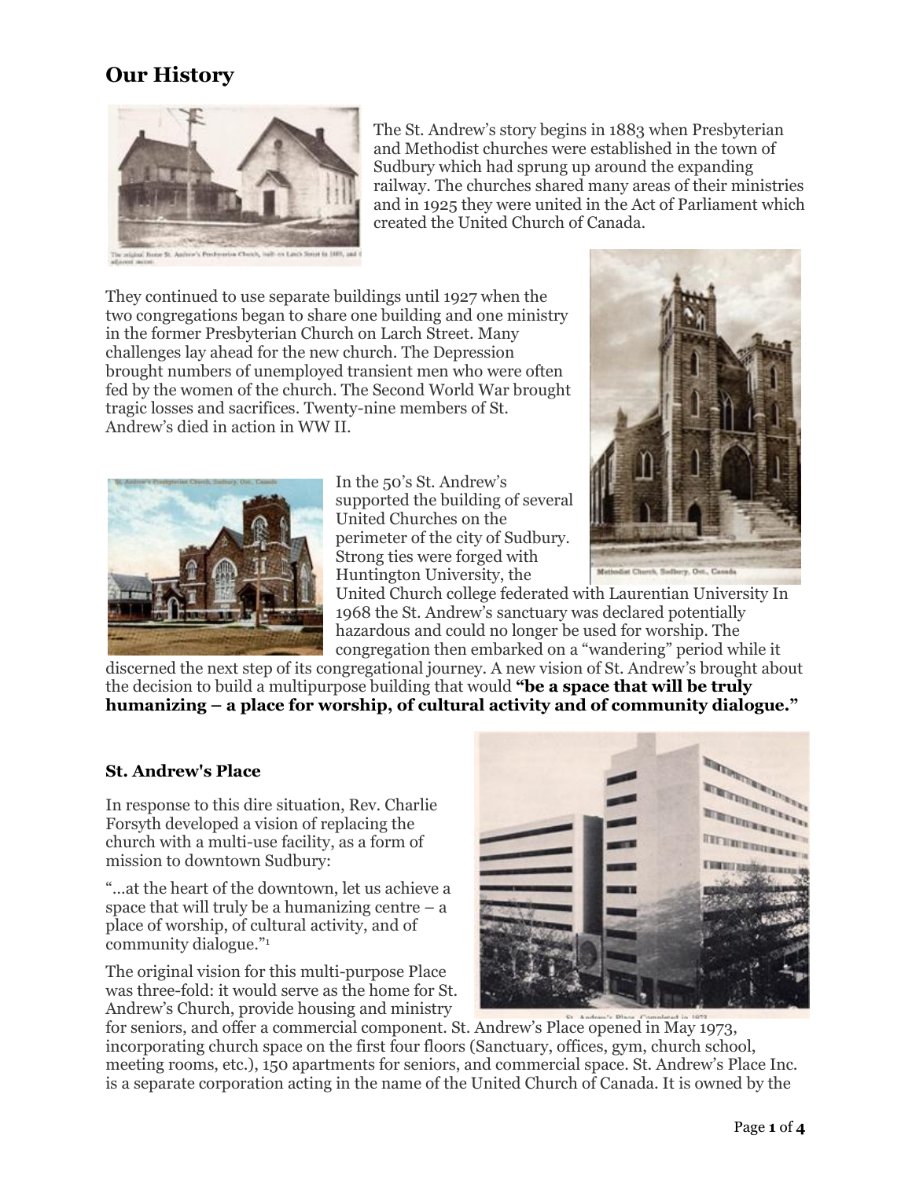# Our History

The St. Andrew's story begins in 1883 when Presbyterian and Methodist churches were established in the town of Sudbury which had sprung up around the expanding railway. The churches shared many areas of their ministries and in 1925 they were united in the Act of Parliament which created the United Church of Canada.

The original frame St. Andrew's Presbyterian Church, built on Larch Street in 1883, and adjacent manse.

They continued to use separate buildings until 1927 when the two congregations began to share one building and one ministry in the former Presbyterian Church on Larch Street. Many challenges lay ahead for the new church. The Depression brought numbers of unemployed transient men who were often fed by the women of the church. The Second World War brought tragic losses and sacrifices. Twenty-nine members of St. Andrew's died in action in WW II.

Methodist Church, Sudbury, Ont., Canada

St. Andrew's Presbyterian Church, Sudbury, Ont., Canada

In the 50's St. Andrew's supported the building of several United Churches on the perimeter of the city of Sudbury. Strong ties were forged with Huntington University, the United Church college federated with Laurentian University In 1968 the St. Andrew's sanctuary was declared potentially hazardous and could no longer be used for worship. The congregation then embarked on a "wandering" period while it discerned the next step of its congregational journey. A new vision of St. Andrew's brought about the decision to build a multipurpose building that would **"be a space that will be truly humanizing – a place for worship, of cultural activity and of community dialogue."**

### St. Andrew's Place

In response to this dire situation, Rev. Charlie Forsyth developed a vision of replacing the church with a multi-use facility, as a form of mission to downtown Sudbury:

"…at the heart of the downtown, let us achieve a space that will truly be a humanizing centre – a place of worship, of cultural activity, and of community dialogue."[1]

St. Andrew's Place, Completed in 1973

The original vision for this multi-purpose Place was three-fold: it would serve as the home for St. Andrew's Church, provide housing and ministry for seniors, and offer a commercial component. St. Andrew's Place opened in May 1973, incorporating church space on the first four floors (Sanctuary, offices, gym, church school, meeting rooms, etc.), 150 apartments for seniors, and commercial space. St. Andrew's Place Inc. is a separate corporation acting in the name of the United Church of Canada. It is owned by the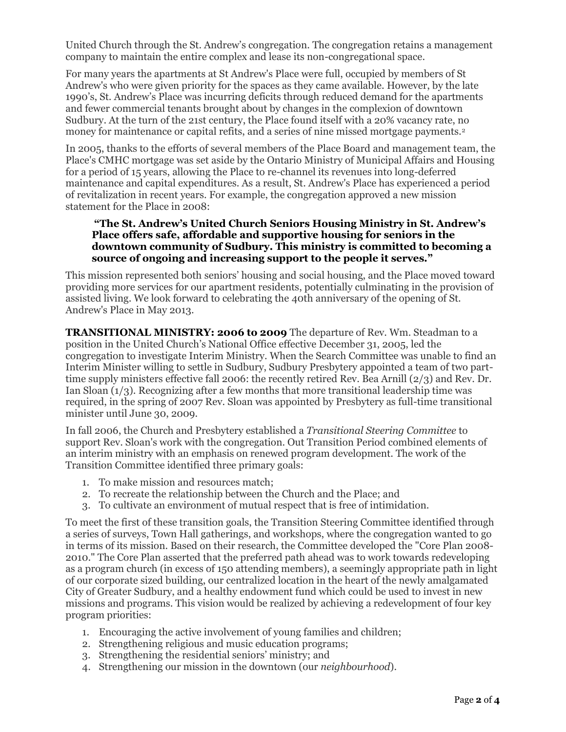United Church through the St. Andrew's congregation. The congregation retains a management company to maintain the entire complex and lease its non-congregational space.

For many years the apartments at St Andrew's Place were full, occupied by members of St Andrew's who were given priority for the spaces as they came available. However, by the late 1990's, St. Andrew's Place was incurring deficits through reduced demand for the apartments and fewer commercial tenants brought about by changes in the complexion of downtown Sudbury. At the turn of the 21st century, the Place found itself with a 20% vacancy rate, no money for maintenance or capital refits, and a series of nine missed mortgage payments.[2]

In 2005, thanks to the efforts of several members of the Place Board and management team, the Place's CMHC mortgage was set aside by the Ontario Ministry of Municipal Affairs and Housing for a period of 15 years, allowing the Place to re-channel its revenues into long-deferred maintenance and capital expenditures. As a result, St. Andrew's Place has experienced a period of revitalization in recent years. For example, the congregation approved a new mission statement for the Place in 2008:

> **"The St. Andrew's United Church Seniors Housing Ministry in St. Andrew's Place offers safe, affordable and supportive housing for seniors in the downtown community of Sudbury. This ministry is committed to becoming a source of ongoing and increasing support to the people it serves."**

This mission represented both seniors' housing and social housing, and the Place moved toward providing more services for our apartment residents, potentially culminating in the provision of assisted living. We look forward to celebrating the 40th anniversary of the opening of St. Andrew's Place in May 2013.

**TRANSITIONAL MINISTRY: 2006 to 2009** The departure of Rev. Wm. Steadman to a position in the United Church's National Office effective December 31, 2005, led the congregation to investigate Interim Ministry. When the Search Committee was unable to find an Interim Minister willing to settle in Sudbury, Sudbury Presbytery appointed a team of two part-time supply ministers effective fall 2006: the recently retired Rev. Bea Arnill (2/3) and Rev. Dr. Ian Sloan (1/3). Recognizing after a few months that more transitional leadership time was required, in the spring of 2007 Rev. Sloan was appointed by Presbytery as full-time transitional minister until June 30, 2009.

In fall 2006, the Church and Presbytery established a *Transitional Steering Committee* to support Rev. Sloan's work with the congregation. Out Transition Period combined elements of an interim ministry with an emphasis on renewed program development. The work of the Transition Committee identified three primary goals:

1. To make mission and resources match;
2. To recreate the relationship between the Church and the Place; and
3. To cultivate an environment of mutual respect that is free of intimidation.

To meet the first of these transition goals, the Transition Steering Committee identified through a series of surveys, Town Hall gatherings, and workshops, where the congregation wanted to go in terms of its mission. Based on their research, the Committee developed the "Core Plan 2008-2010." The Core Plan asserted that the preferred path ahead was to work towards redeveloping as a program church (in excess of 150 attending members), a seemingly appropriate path in light of our corporate sized building, our centralized location in the heart of the newly amalgamated City of Greater Sudbury, and a healthy endowment fund which could be used to invest in new missions and programs. This vision would be realized by achieving a redevelopment of four key program priorities:

1. Encouraging the active involvement of young families and children;
2. Strengthening religious and music education programs;
3. Strengthening the residential seniors' ministry; and
4. Strengthening our mission in the downtown (our *neighbourhood*).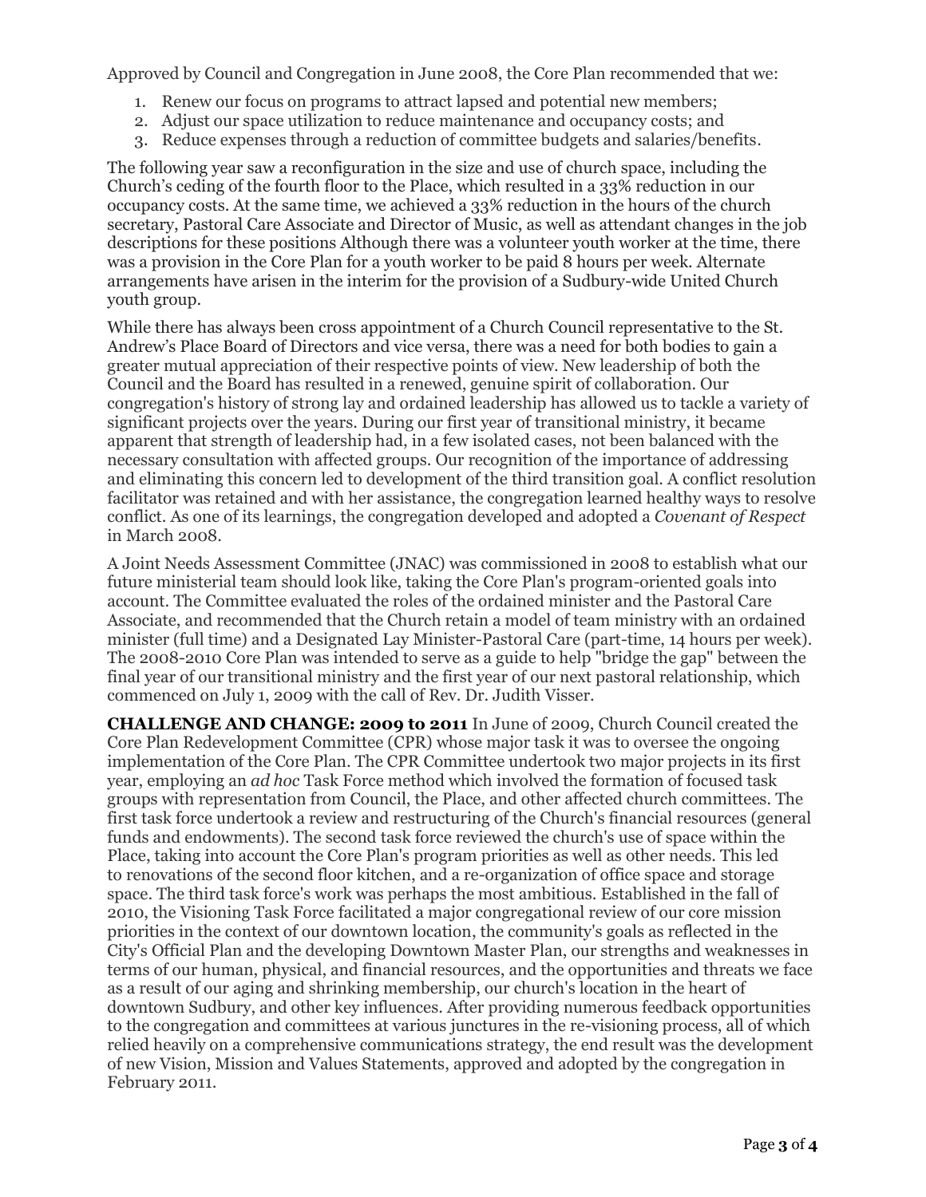Approved by Council and Congregation in June 2008, the Core Plan recommended that we:

1. Renew our focus on programs to attract lapsed and potential new members;
2. Adjust our space utilization to reduce maintenance and occupancy costs; and
3. Reduce expenses through a reduction of committee budgets and salaries/benefits.

The following year saw a reconfiguration in the size and use of church space, including the Church's ceding of the fourth floor to the Place, which resulted in a 33% reduction in our occupancy costs. At the same time, we achieved a 33% reduction in the hours of the church secretary, Pastoral Care Associate and Director of Music, as well as attendant changes in the job descriptions for these positions Although there was a volunteer youth worker at the time, there was a provision in the Core Plan for a youth worker to be paid 8 hours per week. Alternate arrangements have arisen in the interim for the provision of a Sudbury-wide United Church youth group.

While there has always been cross appointment of a Church Council representative to the St. Andrew's Place Board of Directors and vice versa, there was a need for both bodies to gain a greater mutual appreciation of their respective points of view. New leadership of both the Council and the Board has resulted in a renewed, genuine spirit of collaboration. Our congregation's history of strong lay and ordained leadership has allowed us to tackle a variety of significant projects over the years. During our first year of transitional ministry, it became apparent that strength of leadership had, in a few isolated cases, not been balanced with the necessary consultation with affected groups. Our recognition of the importance of addressing and eliminating this concern led to development of the third transition goal. A conflict resolution facilitator was retained and with her assistance, the congregation learned healthy ways to resolve conflict. As one of its learnings, the congregation developed and adopted a *Covenant of Respect* in March 2008.

A Joint Needs Assessment Committee (JNAC) was commissioned in 2008 to establish what our future ministerial team should look like, taking the Core Plan's program-oriented goals into account. The Committee evaluated the roles of the ordained minister and the Pastoral Care Associate, and recommended that the Church retain a model of team ministry with an ordained minister (full time) and a Designated Lay Minister-Pastoral Care (part-time, 14 hours per week). The 2008-2010 Core Plan was intended to serve as a guide to help "bridge the gap" between the final year of our transitional ministry and the first year of our next pastoral relationship, which commenced on July 1, 2009 with the call of Rev. Dr. Judith Visser.

**CHALLENGE AND CHANGE: 2009 to 2011** In June of 2009, Church Council created the Core Plan Redevelopment Committee (CPR) whose major task it was to oversee the ongoing implementation of the Core Plan. The CPR Committee undertook two major projects in its first year, employing an *ad hoc* Task Force method which involved the formation of focused task groups with representation from Council, the Place, and other affected church committees. The first task force undertook a review and restructuring of the Church's financial resources (general funds and endowments). The second task force reviewed the church's use of space within the Place, taking into account the Core Plan's program priorities as well as other needs. This led to renovations of the second floor kitchen, and a re-organization of office space and storage space. The third task force's work was perhaps the most ambitious. Established in the fall of 2010, the Visioning Task Force facilitated a major congregational review of our core mission priorities in the context of our downtown location, the community's goals as reflected in the City's Official Plan and the developing Downtown Master Plan, our strengths and weaknesses in terms of our human, physical, and financial resources, and the opportunities and threats we face as a result of our aging and shrinking membership, our church's location in the heart of downtown Sudbury, and other key influences. After providing numerous feedback opportunities to the congregation and committees at various junctures in the re-visioning process, all of which relied heavily on a comprehensive communications strategy, the end result was the development of new Vision, Mission and Values Statements, approved and adopted by the congregation in February 2011.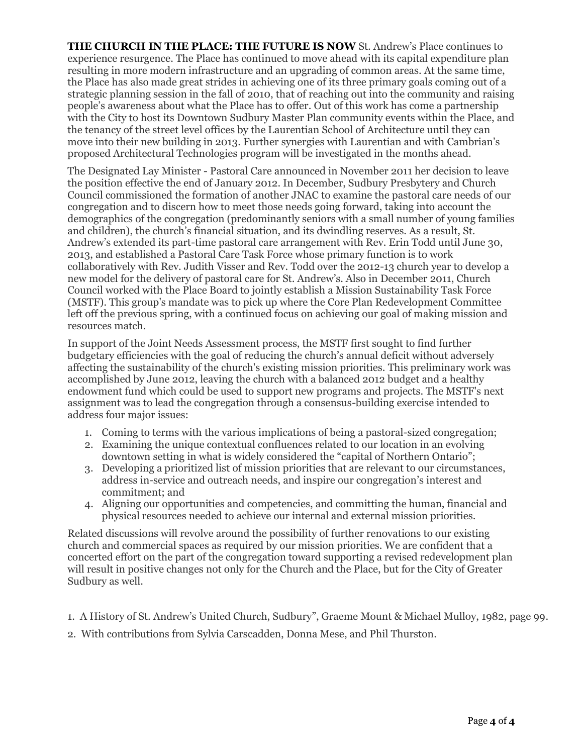**THE CHURCH IN THE PLACE: THE FUTURE IS NOW** St. Andrew's Place continues to experience resurgence. The Place has continued to move ahead with its capital expenditure plan resulting in more modern infrastructure and an upgrading of common areas. At the same time, the Place has also made great strides in achieving one of its three primary goals coming out of a strategic planning session in the fall of 2010, that of reaching out into the community and raising people's awareness about what the Place has to offer. Out of this work has come a partnership with the City to host its Downtown Sudbury Master Plan community events within the Place, and the tenancy of the street level offices by the Laurentian School of Architecture until they can move into their new building in 2013. Further synergies with Laurentian and with Cambrian's proposed Architectural Technologies program will be investigated in the months ahead.

The Designated Lay Minister - Pastoral Care announced in November 2011 her decision to leave the position effective the end of January 2012. In December, Sudbury Presbytery and Church Council commissioned the formation of another JNAC to examine the pastoral care needs of our congregation and to discern how to meet those needs going forward, taking into account the demographics of the congregation (predominantly seniors with a small number of young families and children), the church's financial situation, and its dwindling reserves. As a result, St. Andrew's extended its part-time pastoral care arrangement with Rev. Erin Todd until June 30, 2013, and established a Pastoral Care Task Force whose primary function is to work collaboratively with Rev. Judith Visser and Rev. Todd over the 2012-13 church year to develop a new model for the delivery of pastoral care for St. Andrew's. Also in December 2011, Church Council worked with the Place Board to jointly establish a Mission Sustainability Task Force (MSTF). This group's mandate was to pick up where the Core Plan Redevelopment Committee left off the previous spring, with a continued focus on achieving our goal of making mission and resources match.

In support of the Joint Needs Assessment process, the MSTF first sought to find further budgetary efficiencies with the goal of reducing the church's annual deficit without adversely affecting the sustainability of the church's existing mission priorities. This preliminary work was accomplished by June 2012, leaving the church with a balanced 2012 budget and a healthy endowment fund which could be used to support new programs and projects. The MSTF's next assignment was to lead the congregation through a consensus-building exercise intended to address four major issues:

1. Coming to terms with the various implications of being a pastoral-sized congregation;
2. Examining the unique contextual confluences related to our location in an evolving downtown setting in what is widely considered the "capital of Northern Ontario";
3. Developing a prioritized list of mission priorities that are relevant to our circumstances, address in-service and outreach needs, and inspire our congregation's interest and commitment; and
4. Aligning our opportunities and competencies, and committing the human, financial and physical resources needed to achieve our internal and external mission priorities.

Related discussions will revolve around the possibility of further renovations to our existing church and commercial spaces as required by our mission priorities. We are confident that a concerted effort on the part of the congregation toward supporting a revised redevelopment plan will result in positive changes not only for the Church and the Place, but for the City of Greater Sudbury as well.

1. A History of St. Andrew's United Church, Sudbury", Graeme Mount & Michael Mulloy, 1982, page 99.
2. With contributions from Sylvia Carscadden, Donna Mese, and Phil Thurston.